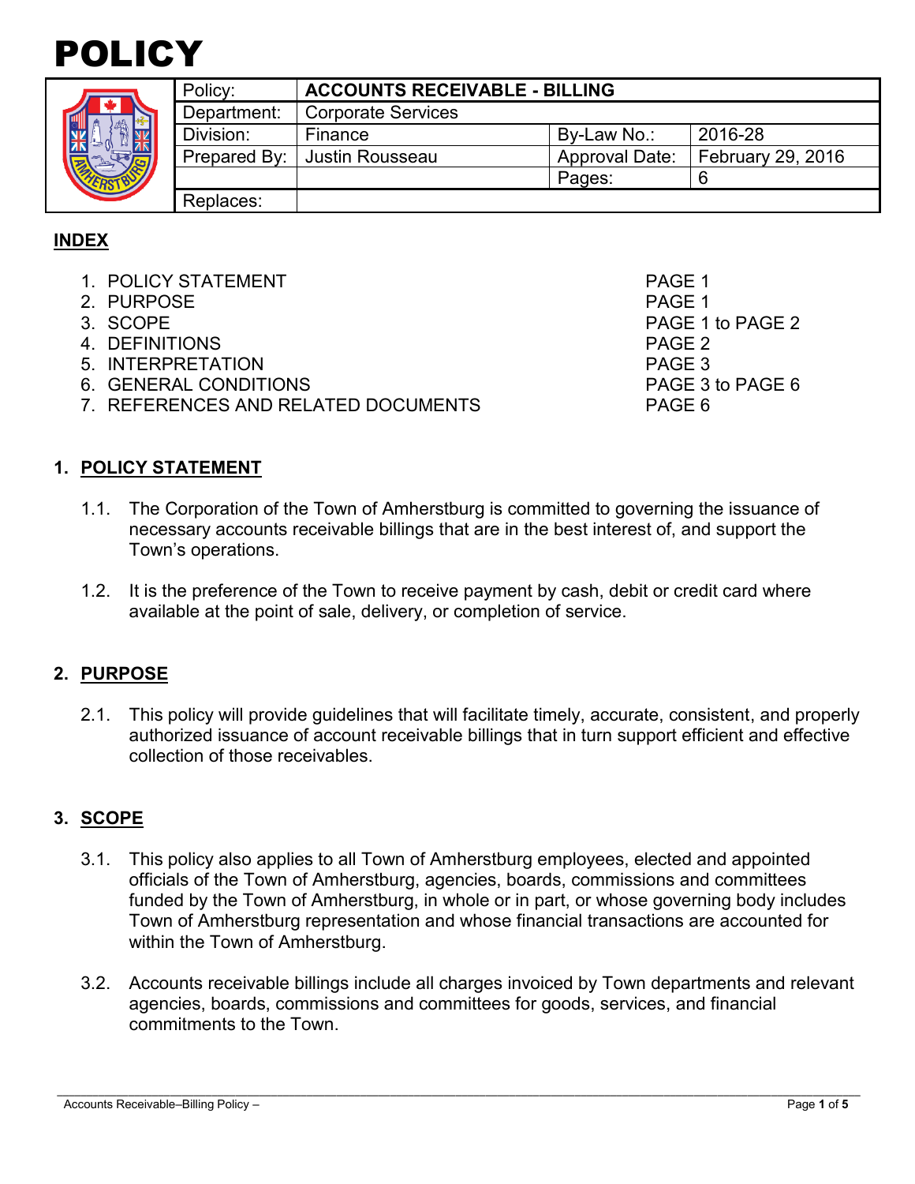# POLICY

| | | | | |
|---|---|---|---|---|
| | Policy: | **ACCOUNTS RECEIVABLE - BILLING** | | |
| | Department: | Corporate Services | | |
| | Division: | Finance | By-Law No.: | 2016-28 |
| | Prepared By: | Justin Rousseau | Approval Date: | February 29, 2016 |
| | | | Pages: | 6 |
| | Replaces: | | | |

**INDEX**

| | |
|---|---|
| 1. POLICY STATEMENT | PAGE 1 |
| 2. PURPOSE | PAGE 1 |
| 3. SCOPE | PAGE 1 to PAGE 2 |
| 4. DEFINITIONS | PAGE 2 |
| 5. INTERPRETATION | PAGE 3 |
| 6. GENERAL CONDITIONS | PAGE 3 to PAGE 6 |
| 7. REFERENCES AND RELATED DOCUMENTS | PAGE 6 |

## 1. POLICY STATEMENT

1.1. The Corporation of the Town of Amherstburg is committed to governing the issuance of necessary accounts receivable billings that are in the best interest of, and support the Town's operations.

1.2. It is the preference of the Town to receive payment by cash, debit or credit card where available at the point of sale, delivery, or completion of service.

## 2. PURPOSE

2.1. This policy will provide guidelines that will facilitate timely, accurate, consistent, and properly authorized issuance of account receivable billings that in turn support efficient and effective collection of those receivables.

## 3. SCOPE

3.1. This policy also applies to all Town of Amherstburg employees, elected and appointed officials of the Town of Amherstburg, agencies, boards, commissions and committees funded by the Town of Amherstburg, in whole or in part, or whose governing body includes Town of Amherstburg representation and whose financial transactions are accounted for within the Town of Amherstburg.

3.2. Accounts receivable billings include all charges invoiced by Town departments and relevant agencies, boards, commissions and committees for goods, services, and financial commitments to the Town.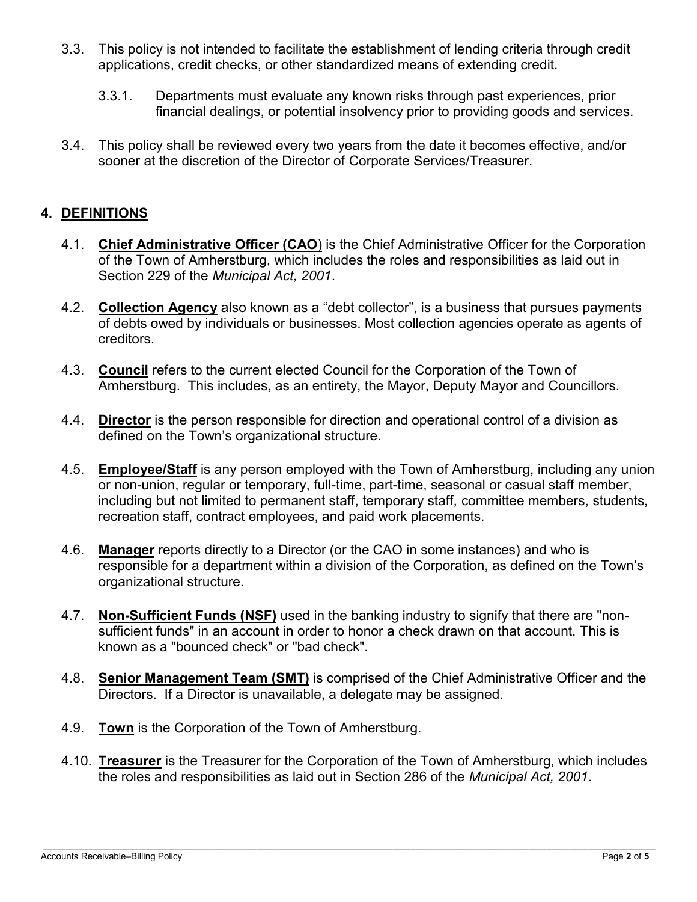3.3. This policy is not intended to facilitate the establishment of lending criteria through credit applications, credit checks, or other standardized means of extending credit.

   3.3.1. Departments must evaluate any known risks through past experiences, prior financial dealings, or potential insolvency prior to providing goods and services.

3.4. This policy shall be reviewed every two years from the date it becomes effective, and/or sooner at the discretion of the Director of Corporate Services/Treasurer.

## 4. DEFINITIONS

4.1. **Chief Administrative Officer (CAO**) is the Chief Administrative Officer for the Corporation of the Town of Amherstburg, which includes the roles and responsibilities as laid out in Section 229 of the *Municipal Act, 2001*.

4.2. **Collection Agency** also known as a “debt collector”, is a business that pursues payments of debts owed by individuals or businesses. Most collection agencies operate as agents of creditors.

4.3. **Council** refers to the current elected Council for the Corporation of the Town of Amherstburg. This includes, as an entirety, the Mayor, Deputy Mayor and Councillors.

4.4. **Director** is the person responsible for direction and operational control of a division as defined on the Town’s organizational structure.

4.5. **Employee/Staff** is any person employed with the Town of Amherstburg, including any union or non-union, regular or temporary, full-time, part-time, seasonal or casual staff member, including but not limited to permanent staff, temporary staff, committee members, students, recreation staff, contract employees, and paid work placements.

4.6. **Manager** reports directly to a Director (or the CAO in some instances) and who is responsible for a department within a division of the Corporation, as defined on the Town’s organizational structure.

4.7. **Non-Sufficient Funds (NSF)** used in the banking industry to signify that there are "non-sufficient funds" in an account in order to honor a check drawn on that account. This is known as a "bounced check" or "bad check".

4.8. **Senior Management Team (SMT)** is comprised of the Chief Administrative Officer and the Directors. If a Director is unavailable, a delegate may be assigned.

4.9. **Town** is the Corporation of the Town of Amherstburg.

4.10. **Treasurer** is the Treasurer for the Corporation of the Town of Amherstburg, which includes the roles and responsibilities as laid out in Section 286 of the *Municipal Act, 2001*.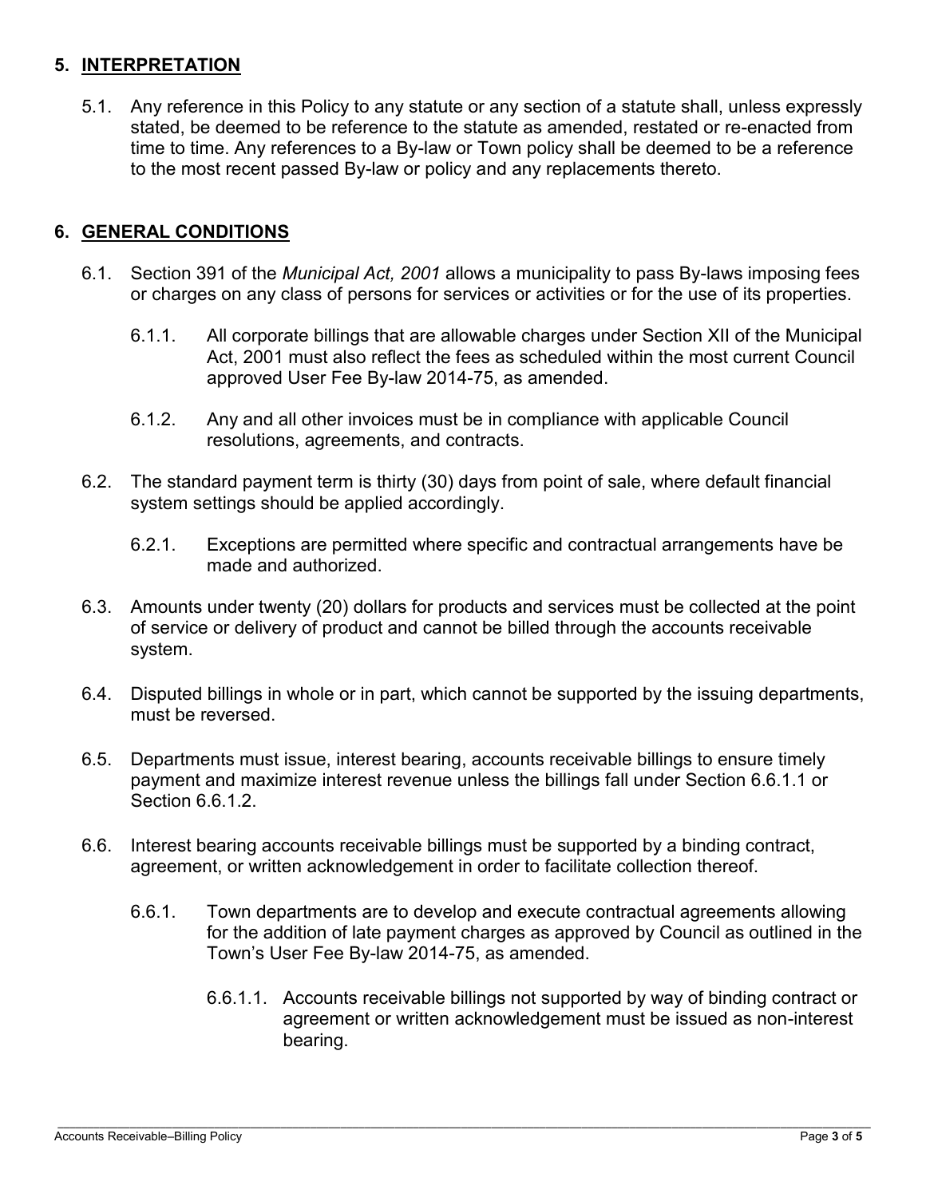## 5. INTERPRETATION

5.1. Any reference in this Policy to any statute or any section of a statute shall, unless expressly stated, be deemed to be reference to the statute as amended, restated or re-enacted from time to time. Any references to a By-law or Town policy shall be deemed to be a reference to the most recent passed By-law or policy and any replacements thereto.

## 6. GENERAL CONDITIONS

6.1. Section 391 of the *Municipal Act, 2001* allows a municipality to pass By-laws imposing fees or charges on any class of persons for services or activities or for the use of its properties.

6.1.1. All corporate billings that are allowable charges under Section XII of the Municipal Act, 2001 must also reflect the fees as scheduled within the most current Council approved User Fee By-law 2014-75, as amended.

6.1.2. Any and all other invoices must be in compliance with applicable Council resolutions, agreements, and contracts.

6.2. The standard payment term is thirty (30) days from point of sale, where default financial system settings should be applied accordingly.

6.2.1. Exceptions are permitted where specific and contractual arrangements have be made and authorized.

6.3. Amounts under twenty (20) dollars for products and services must be collected at the point of service or delivery of product and cannot be billed through the accounts receivable system.

6.4. Disputed billings in whole or in part, which cannot be supported by the issuing departments, must be reversed.

6.5. Departments must issue, interest bearing, accounts receivable billings to ensure timely payment and maximize interest revenue unless the billings fall under Section 6.6.1.1 or Section 6.6.1.2.

6.6. Interest bearing accounts receivable billings must be supported by a binding contract, agreement, or written acknowledgement in order to facilitate collection thereof.

6.6.1. Town departments are to develop and execute contractual agreements allowing for the addition of late payment charges as approved by Council as outlined in the Town's User Fee By-law 2014-75, as amended.

6.6.1.1. Accounts receivable billings not supported by way of binding contract or agreement or written acknowledgement must be issued as non-interest bearing.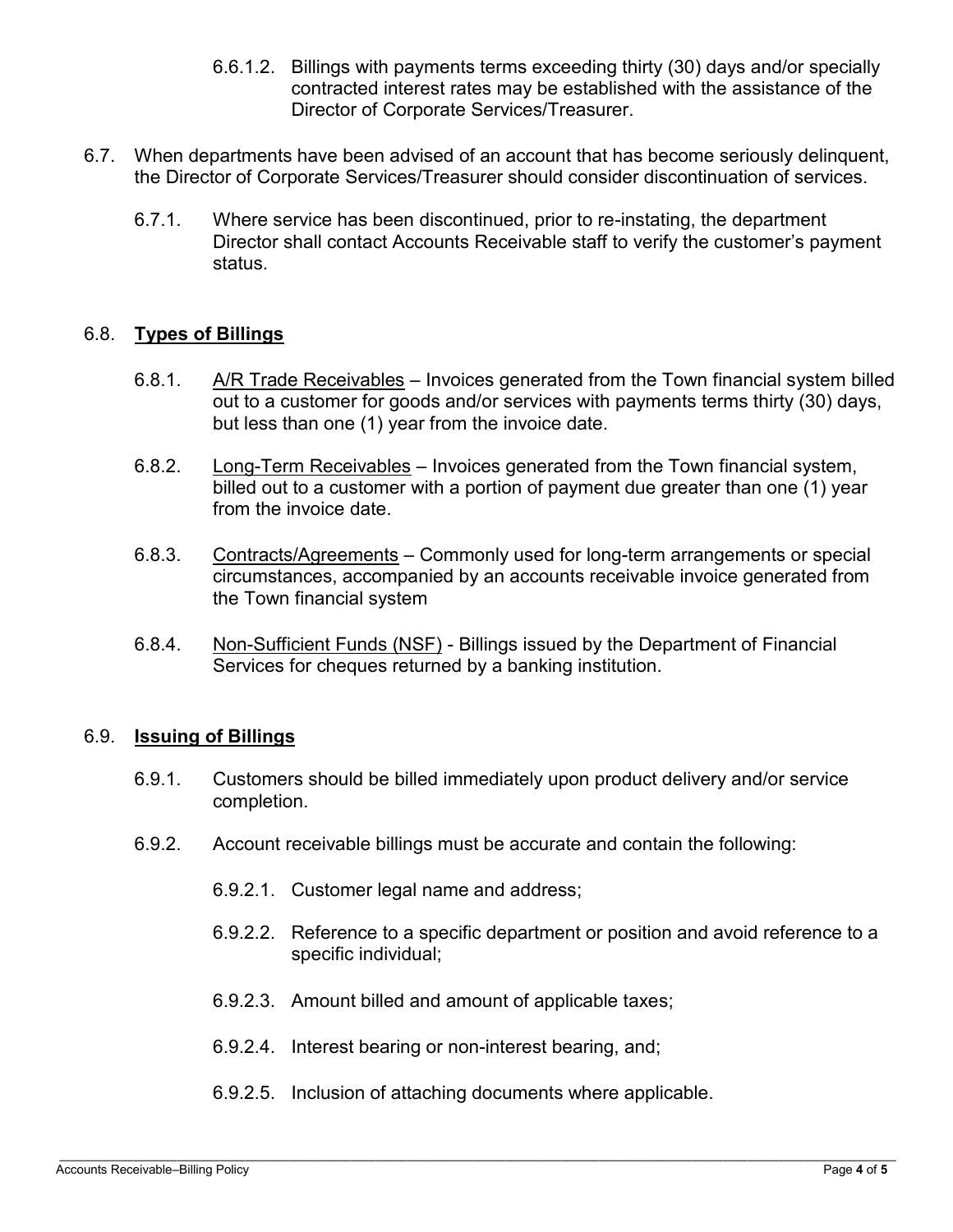6.6.1.2. Billings with payments terms exceeding thirty (30) days and/or specially contracted interest rates may be established with the assistance of the Director of Corporate Services/Treasurer.

6.7. When departments have been advised of an account that has become seriously delinquent, the Director of Corporate Services/Treasurer should consider discontinuation of services.

6.7.1. Where service has been discontinued, prior to re-instating, the department Director shall contact Accounts Receivable staff to verify the customer's payment status.

## 6.8. **Types of Billings**

6.8.1. A/R Trade Receivables – Invoices generated from the Town financial system billed out to a customer for goods and/or services with payments terms thirty (30) days, but less than one (1) year from the invoice date.

6.8.2. Long-Term Receivables – Invoices generated from the Town financial system, billed out to a customer with a portion of payment due greater than one (1) year from the invoice date.

6.8.3. Contracts/Agreements – Commonly used for long-term arrangements or special circumstances, accompanied by an accounts receivable invoice generated from the Town financial system

6.8.4. Non-Sufficient Funds (NSF) - Billings issued by the Department of Financial Services for cheques returned by a banking institution.

## 6.9. **Issuing of Billings**

6.9.1. Customers should be billed immediately upon product delivery and/or service completion.

6.9.2. Account receivable billings must be accurate and contain the following:

6.9.2.1. Customer legal name and address;

6.9.2.2. Reference to a specific department or position and avoid reference to a specific individual;

6.9.2.3. Amount billed and amount of applicable taxes;

6.9.2.4. Interest bearing or non-interest bearing, and;

6.9.2.5. Inclusion of attaching documents where applicable.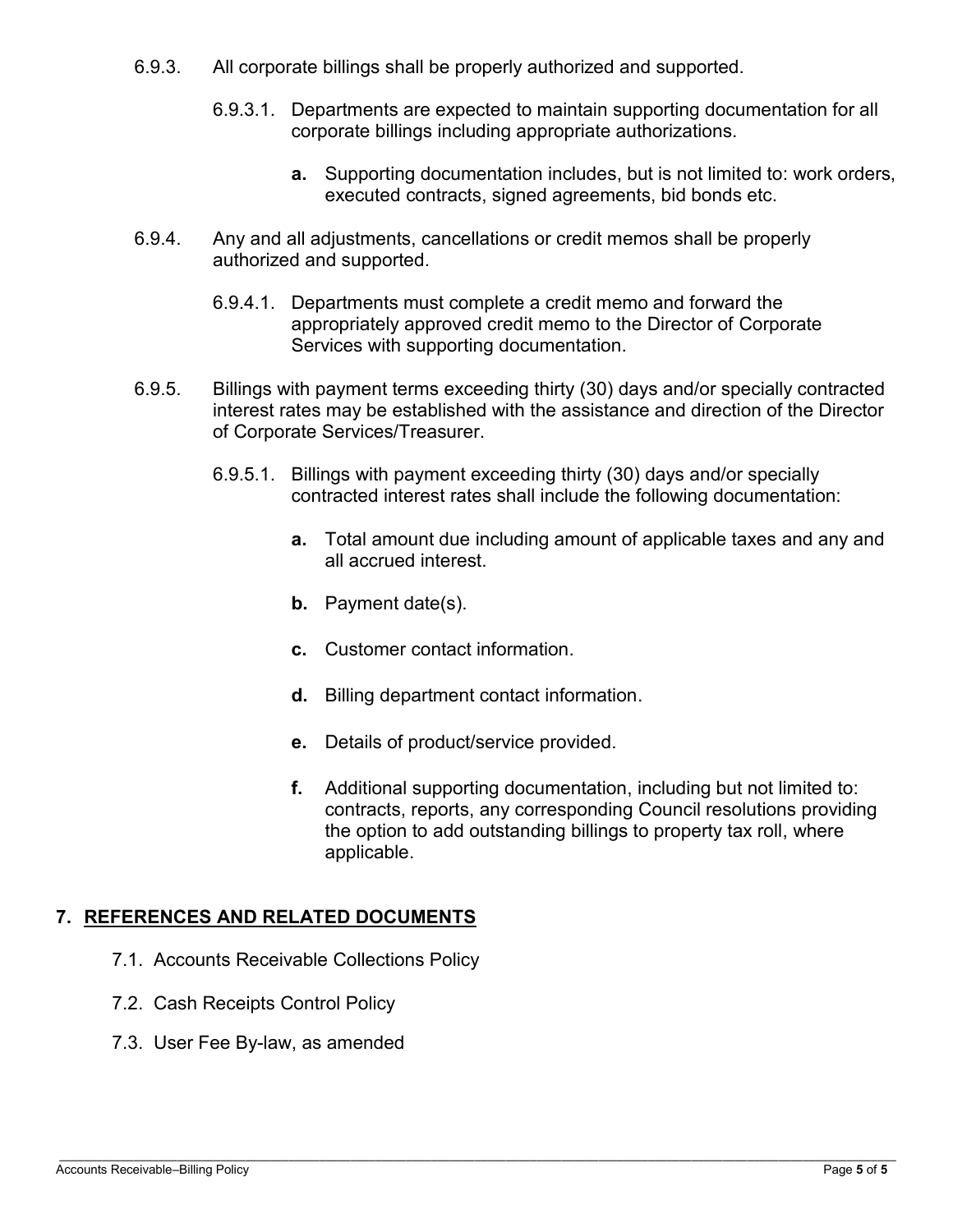6.9.3. All corporate billings shall be properly authorized and supported.

6.9.3.1. Departments are expected to maintain supporting documentation for all corporate billings including appropriate authorizations.

- **a.** Supporting documentation includes, but is not limited to: work orders, executed contracts, signed agreements, bid bonds etc.

6.9.4. Any and all adjustments, cancellations or credit memos shall be properly authorized and supported.

6.9.4.1. Departments must complete a credit memo and forward the appropriately approved credit memo to the Director of Corporate Services with supporting documentation.

6.9.5. Billings with payment terms exceeding thirty (30) days and/or specially contracted interest rates may be established with the assistance and direction of the Director of Corporate Services/Treasurer.

6.9.5.1. Billings with payment exceeding thirty (30) days and/or specially contracted interest rates shall include the following documentation:

- **a.** Total amount due including amount of applicable taxes and any and all accrued interest.
- **b.** Payment date(s).
- **c.** Customer contact information.
- **d.** Billing department contact information.
- **e.** Details of product/service provided.
- **f.** Additional supporting documentation, including but not limited to: contracts, reports, any corresponding Council resolutions providing the option to add outstanding billings to property tax roll, where applicable.

## 7. REFERENCES AND RELATED DOCUMENTS

7.1. Accounts Receivable Collections Policy

7.2. Cash Receipts Control Policy

7.3. User Fee By-law, as amended